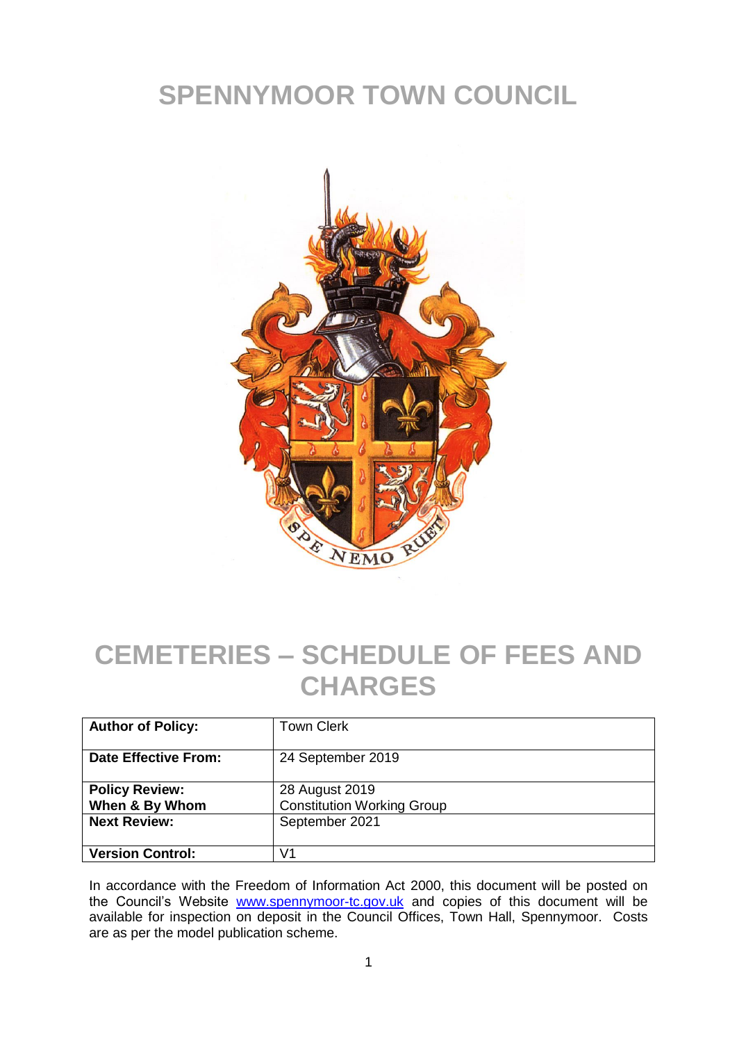# SPENNYMOOR TOWN COUNCIL

# CEMETERIES – SCHEDULE OF FEES AND CHARGES

| **Author of Policy:** | Town Clerk |
|---|---|
| **Date Effective From:** | 24 September 2019 |
| **Policy Review:** **When & By Whom** | 28 August 2019 Constitution Working Group |
| **Next Review:** | September 2021 |
| **Version Control:** | V1 |

In accordance with the Freedom of Information Act 2000, this document will be posted on the Council's Website www.spennymoor-tc.gov.uk and copies of this document will be available for inspection on deposit in the Council Offices, Town Hall, Spennymoor. Costs are as per the model publication scheme.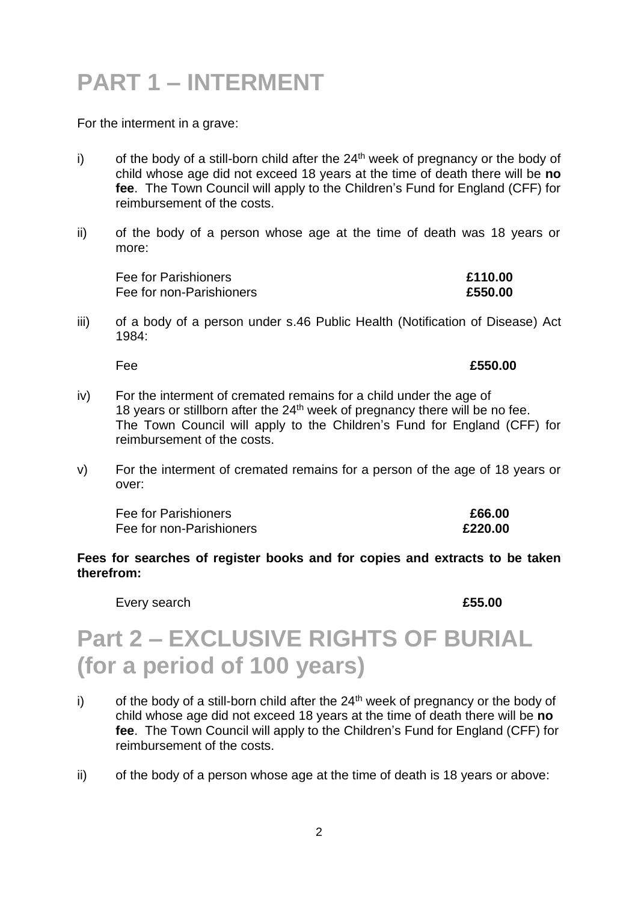# PART 1 – INTERMENT

For the interment in a grave:

i) of the body of a still-born child after the 24th week of pregnancy or the body of child whose age did not exceed 18 years at the time of death there will be **no fee**. The Town Council will apply to the Children's Fund for England (CFF) for reimbursement of the costs.

ii) of the body of a person whose age at the time of death was 18 years or more:

| | |
|---|---|
| Fee for Parishioners | **£110.00** |
| Fee for non-Parishioners | **£550.00** |

iii) of a body of a person under s.46 Public Health (Notification of Disease) Act 1984:

| | |
|---|---|
| Fee | **£550.00** |

iv) For the interment of cremated remains for a child under the age of 18 years or stillborn after the 24th week of pregnancy there will be no fee. The Town Council will apply to the Children's Fund for England (CFF) for reimbursement of the costs.

v) For the interment of cremated remains for a person of the age of 18 years or over:

| | |
|---|---|
| Fee for Parishioners | **£66.00** |
| Fee for non-Parishioners | **£220.00** |

**Fees for searches of register books and for copies and extracts to be taken therefrom:**

| | |
|---|---|
| Every search | **£55.00** |

# Part 2 – EXCLUSIVE RIGHTS OF BURIAL (for a period of 100 years)

i) of the body of a still-born child after the 24th week of pregnancy or the body of child whose age did not exceed 18 years at the time of death there will be **no fee**. The Town Council will apply to the Children's Fund for England (CFF) for reimbursement of the costs.

ii) of the body of a person whose age at the time of death is 18 years or above: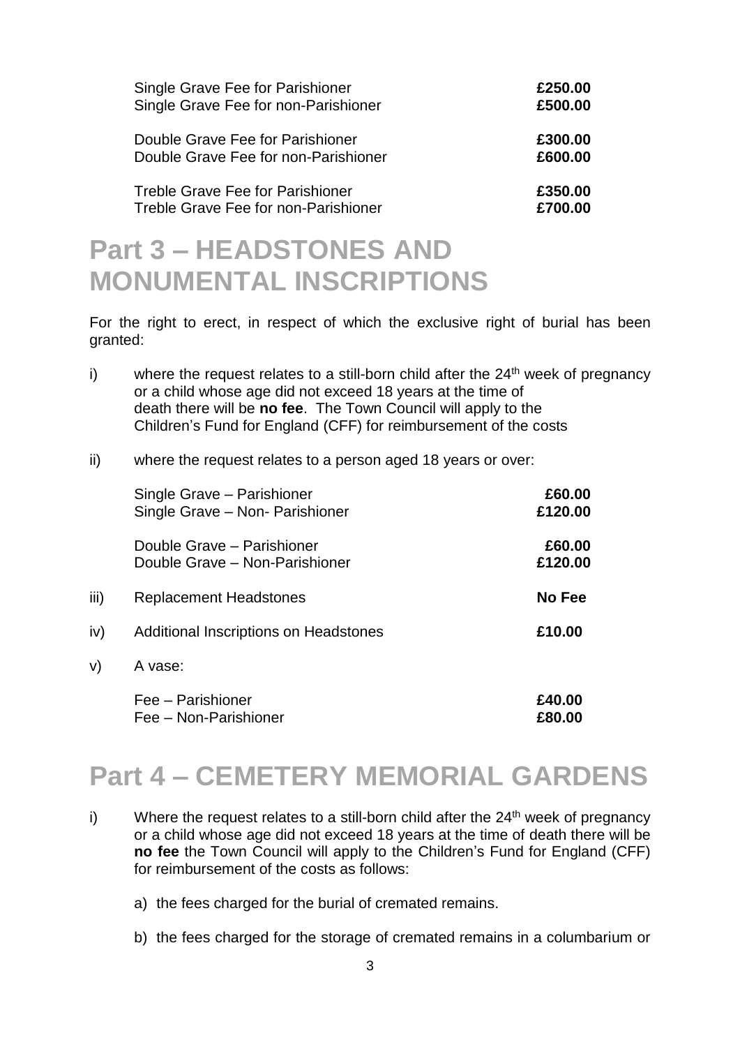| | |
|---|---|
| Single Grave Fee for Parishioner | **£250.00** |
| Single Grave Fee for non-Parishioner | **£500.00** |
| Double Grave Fee for Parishioner | **£300.00** |
| Double Grave Fee for non-Parishioner | **£600.00** |
| Treble Grave Fee for Parishioner | **£350.00** |
| Treble Grave Fee for non-Parishioner | **£700.00** |

# Part 3 – HEADSTONES AND MONUMENTAL INSCRIPTIONS

For the right to erect, in respect of which the exclusive right of burial has been granted:

i) where the request relates to a still-born child after the 24th week of pregnancy or a child whose age did not exceed 18 years at the time of death there will be **no fee**. The Town Council will apply to the Children's Fund for England (CFF) for reimbursement of the costs

ii) where the request relates to a person aged 18 years or over:

| | |
|---|---|
| Single Grave – Parishioner | **£60.00** |
| Single Grave – Non- Parishioner | **£120.00** |
| Double Grave – Parishioner | **£60.00** |
| Double Grave – Non-Parishioner | **£120.00** |

| | | |
|---|---|---|
| iii) | Replacement Headstones | **No Fee** |
| iv) | Additional Inscriptions on Headstones | **£10.00** |
| v) | A vase: | |
| | Fee – Parishioner | **£40.00** |
| | Fee – Non-Parishioner | **£80.00** |

# Part 4 – CEMETERY MEMORIAL GARDENS

i) Where the request relates to a still-born child after the 24th week of pregnancy or a child whose age did not exceed 18 years at the time of death there will be **no fee** the Town Council will apply to the Children's Fund for England (CFF) for reimbursement of the costs as follows:

a) the fees charged for the burial of cremated remains.

b) the fees charged for the storage of cremated remains in a columbarium or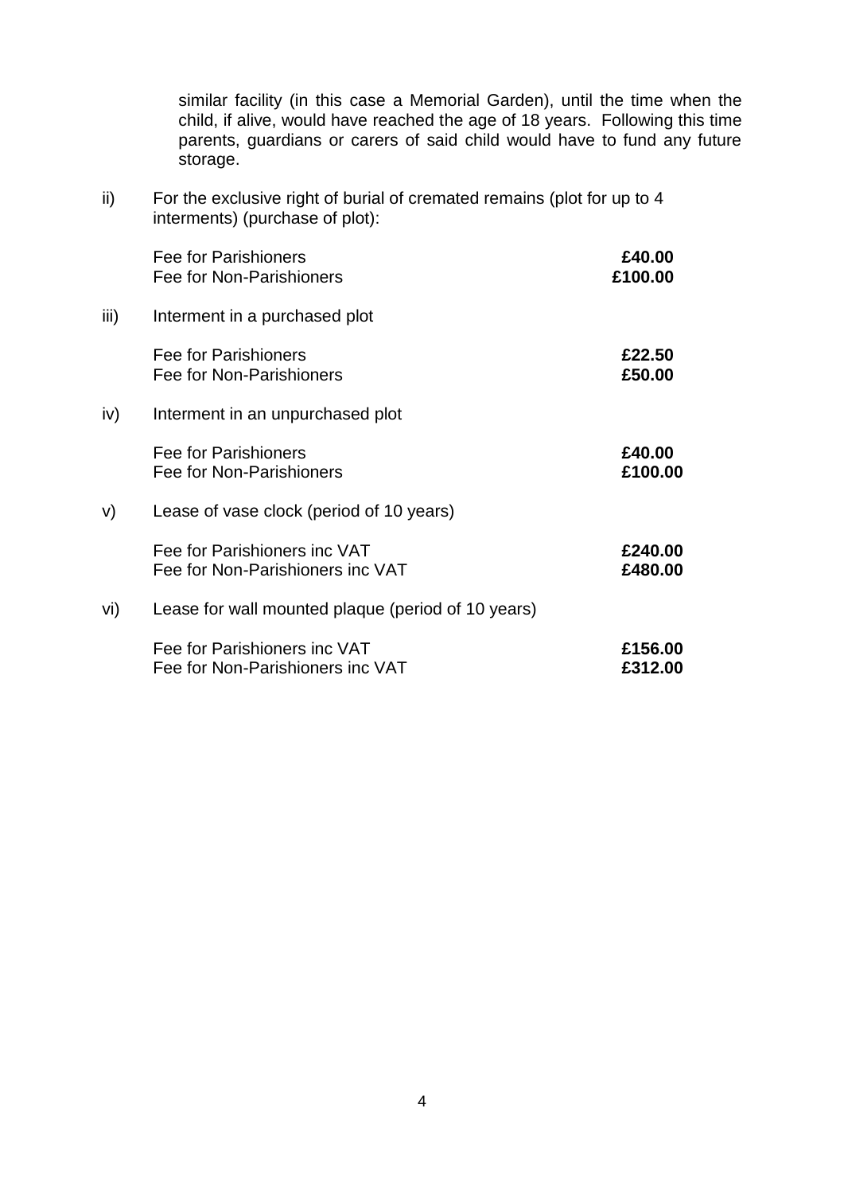similar facility (in this case a Memorial Garden), until the time when the child, if alive, would have reached the age of 18 years. Following this time parents, guardians or carers of said child would have to fund any future storage.

ii) For the exclusive right of burial of cremated remains (plot for up to 4 interments) (purchase of plot):

| | |
|---|---|
| Fee for Parishioners | **£40.00** |
| Fee for Non-Parishioners | **£100.00** |

iii) Interment in a purchased plot

| | |
|---|---|
| Fee for Parishioners | **£22.50** |
| Fee for Non-Parishioners | **£50.00** |

iv) Interment in an unpurchased plot

| | |
|---|---|
| Fee for Parishioners | **£40.00** |
| Fee for Non-Parishioners | **£100.00** |

v) Lease of vase clock (period of 10 years)

| | |
|---|---|
| Fee for Parishioners inc VAT | **£240.00** |
| Fee for Non-Parishioners inc VAT | **£480.00** |

vi) Lease for wall mounted plaque (period of 10 years)

| | |
|---|---|
| Fee for Parishioners inc VAT | **£156.00** |
| Fee for Non-Parishioners inc VAT | **£312.00** |